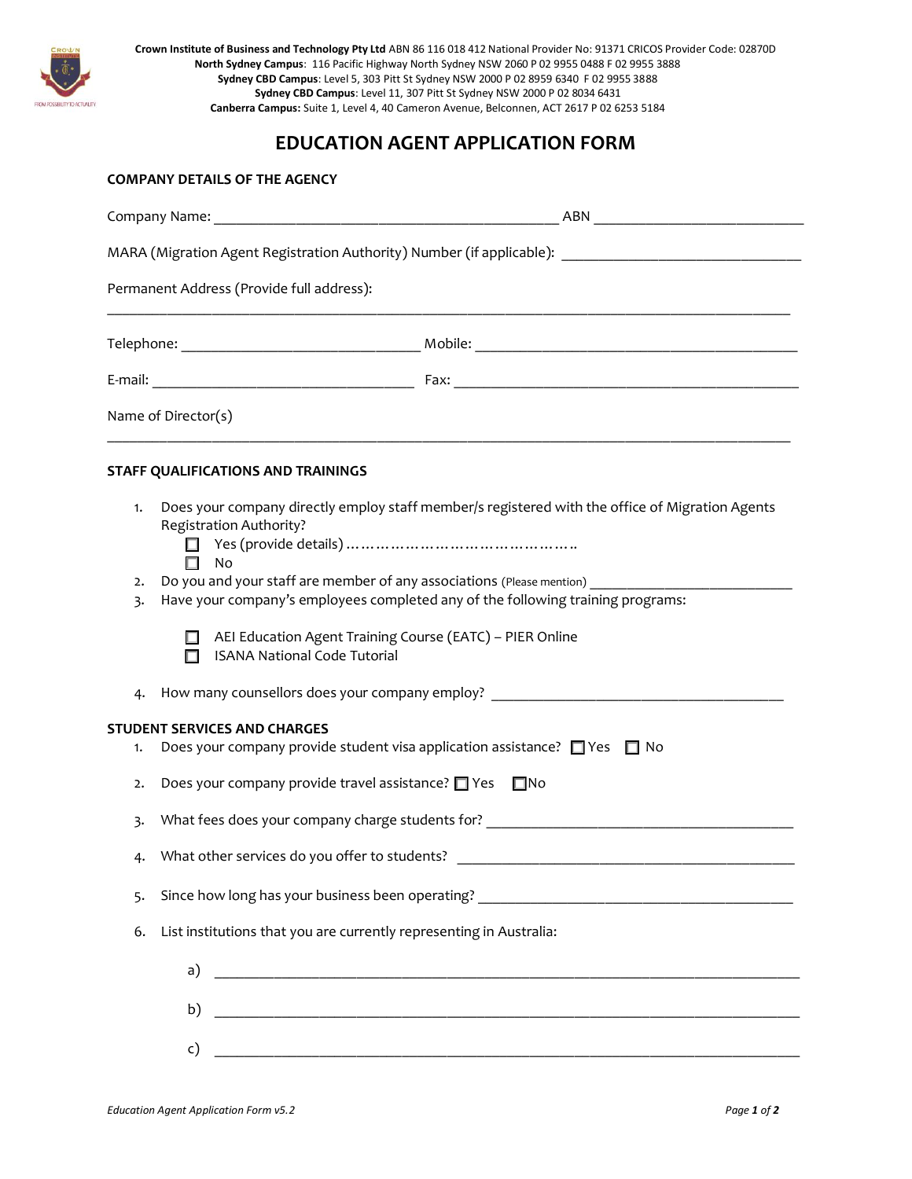**Crown Institute of Business and Technology Pty Ltd** ABN 86 116 018 412 National Provider No: 91371 CRICOS Provider Code: 02870D
**North Sydney Campus**: 116 Pacific Highway North Sydney NSW 2060 P 02 9955 0488 F 02 9955 3888
**Sydney CBD Campus**: Level 5, 303 Pitt St Sydney NSW 2000 P 02 8959 6340 F 02 9955 3888
**Sydney CBD Campus**: Level 11, 307 Pitt St Sydney NSW 2000 P 02 8034 6431
**Canberra Campus:** Suite 1, Level 4, 40 Cameron Avenue, Belconnen, ACT 2617 P 02 6253 5184

# EDUCATION AGENT APPLICATION FORM

## COMPANY DETAILS OF THE AGENCY

Company Name: ______________________________________________ ABN ____________________________

MARA (Migration Agent Registration Authority) Number (if applicable): ________________________________

Permanent Address (Provide full address):

_____________________________________________________________________________________________

Telephone: ________________________________ Mobile: ___________________________________________

E-mail: ___________________________________ Fax: ______________________________________________

Name of Director(s)

_____________________________________________________________________________________________

## STAFF QUALIFICATIONS AND TRAININGS

1. Does your company directly employ staff member/s registered with the office of Migration Agents Registration Authority?
   - ☐ Yes (provide details) ………………………………………..
   - ☐ No
2. Do you and your staff are member of any associations (Please mention) ____________________________
3. Have your company's employees completed any of the following training programs:
   - ☐ AEI Education Agent Training Course (EATC) – PIER Online
   - ☐ ISANA National Code Tutorial
4. How many counsellors does your company employ? _______________________________________

## STUDENT SERVICES AND CHARGES

1. Does your company provide student visa application assistance? ☐ Yes ☐ No
2. Does your company provide travel assistance? ☐ Yes ☐ No
3. What fees does your company charge students for? __________________________________________
4. What other services do you offer to students? ______________________________________________
5. Since how long has your business been operating? ___________________________________________
6. List institutions that you are currently representing in Australia:

   a) ___________________________________________________________________________

   b) ___________________________________________________________________________

   c) ___________________________________________________________________________

*Education Agent Application Form v5.2*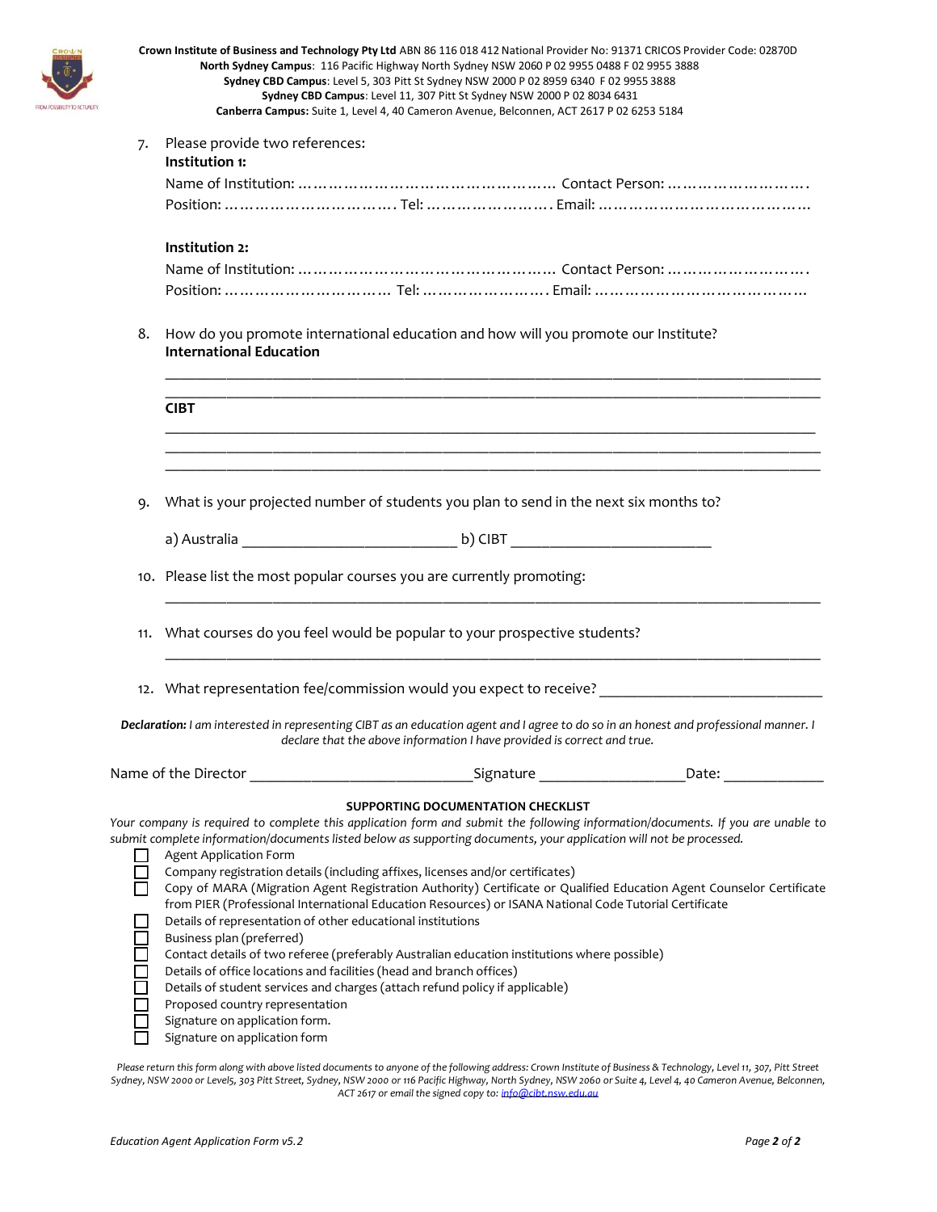7. Please provide two references:

**Institution 1:**

Name of Institution: ………………………………………………… Contact Person: ……………………….

Position: ………………………………. Tel: ……………………… . Email: ………………………………………

**Institution 2:**

Name of Institution: ………………………………………………… Contact Person: ……………………….

Position: ……………………………… Tel: ……………………… . Email: ………………………………………

8. How do you promote international education and how will you promote our Institute?

**International Education**

______________________________________________________________________________

______________________________________________________________________________

**CIBT**

______________________________________________________________________________

______________________________________________________________________________

______________________________________________________________________________

9. What is your projected number of students you plan to send in the next six months to?

   a) Australia ____________________________ b) CIBT ___________________________

10. Please list the most popular courses you are currently promoting:

______________________________________________________________________________

11. What courses do you feel would be popular to your prospective students?

______________________________________________________________________________

12. What representation fee/commission would you expect to receive? _____________________________

***Declaration:*** *I am interested in representing CIBT as an education agent and I agree to do so in an honest and professional manner. I declare that the above information I have provided is correct and true.*

Name of the Director ______________________________ Signature ___________________ Date: _____________

**SUPPORTING DOCUMENTATION CHECKLIST**

*Your company is required to complete this application form and submit the following information/documents. If you are unable to submit complete information/documents listed below as supporting documents, your application will not be processed.*

- ☐ Agent Application Form
- ☐ Company registration details (including affixes, licenses and/or certificates)
- ☐ Copy of MARA (Migration Agent Registration Authority) Certificate or Qualified Education Agent Counselor Certificate from PIER (Professional International Education Resources) or ISANA National Code Tutorial Certificate
- ☐ Details of representation of other educational institutions
- ☐ Business plan (preferred)
- ☐ Contact details of two referee (preferably Australian education institutions where possible)
- ☐ Details of office locations and facilities (head and branch offices)
- ☐ Details of student services and charges (attach refund policy if applicable)
- ☐ Proposed country representation
- ☐ Signature on application form.
- ☐ Signature on application form

*Please return this form along with above listed documents to anyone of the following address: Crown Institute of Business & Technology, Level 11, 307, Pitt Street Sydney, NSW 2000 or Level5, 303 Pitt Street, Sydney, NSW 2000 or 116 Pacific Highway, North Sydney, NSW 2060 or Suite 4, Level 4, 40 Cameron Avenue, Belconnen, ACT 2617 or email the signed copy to: info@cibt.nsw.edu.au*